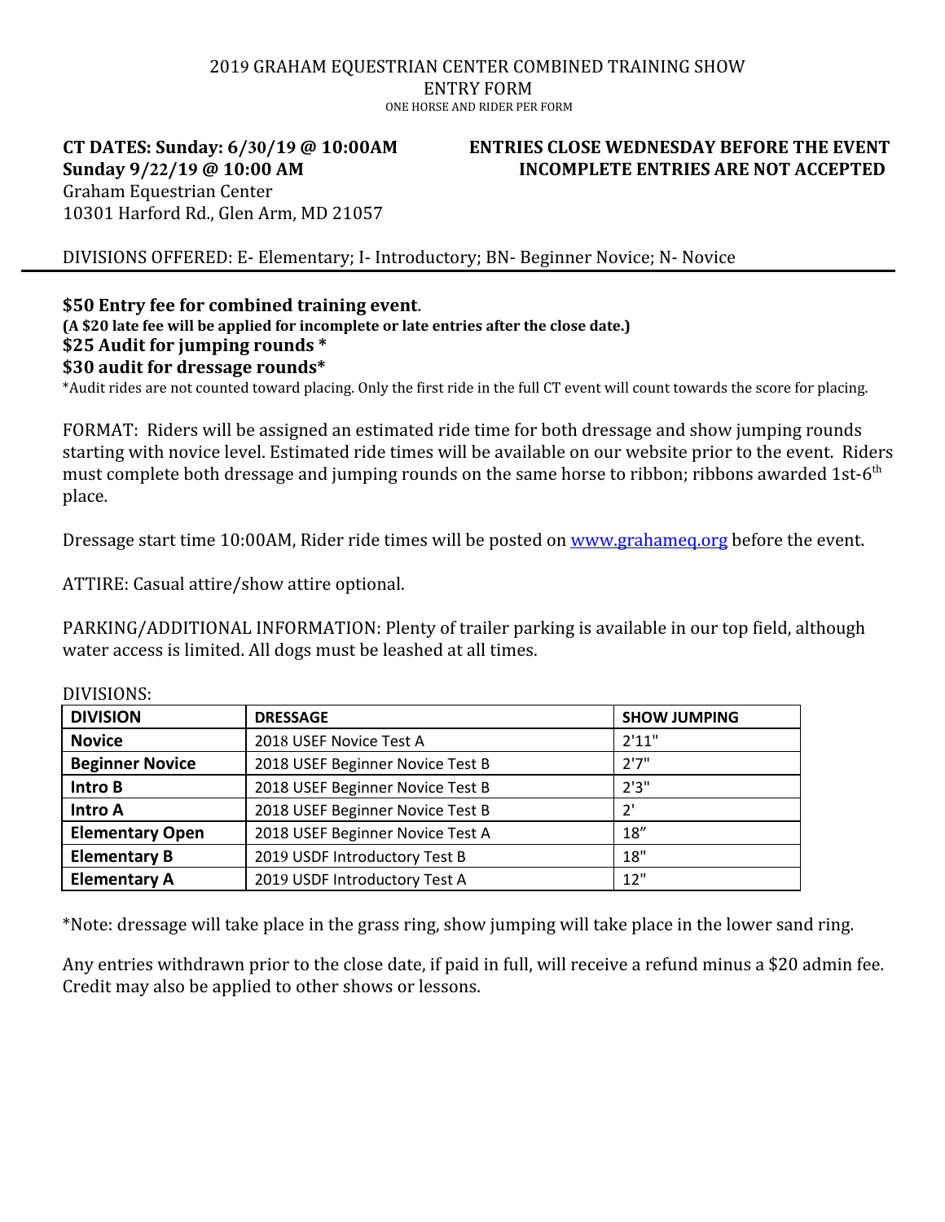# 2019 GRAHAM EQUESTRIAN CENTER COMBINED TRAINING SHOW

## ENTRY FORM

ONE HORSE AND RIDER PER FORM

**CT DATES: Sunday: 6/30/19 @ 10:00AM**
**Sunday 9/22/19 @ 10:00 AM**
Graham Equestrian Center
10301 Harford Rd., Glen Arm, MD 21057

**ENTRIES CLOSE WEDNESDAY BEFORE THE EVENT**
**INCOMPLETE ENTRIES ARE NOT ACCEPTED**

DIVISIONS OFFERED: E- Elementary; I- Introductory; BN- Beginner Novice; N- Novice

---

**$50 Entry fee for combined training event**.
**(A $20 late fee will be applied for incomplete or late entries after the close date.)**
**$25 Audit for jumping rounds ***
**$30 audit for dressage rounds***
*Audit rides are not counted toward placing. Only the first ride in the full CT event will count towards the score for placing.

FORMAT: Riders will be assigned an estimated ride time for both dressage and show jumping rounds starting with novice level. Estimated ride times will be available on our website prior to the event. Riders must complete both dressage and jumping rounds on the same horse to ribbon; ribbons awarded 1st-6th place.

Dressage start time 10:00AM, Rider ride times will be posted on www.grahameq.org before the event.

ATTIRE: Casual attire/show attire optional.

PARKING/ADDITIONAL INFORMATION: Plenty of trailer parking is available in our top field, although water access is limited. All dogs must be leashed at all times.

DIVISIONS:

| DIVISION | DRESSAGE | SHOW JUMPING |
|---|---|---|
| **Novice** | 2018 USEF Novice Test A | 2'11" |
| **Beginner Novice** | 2018 USEF Beginner Novice Test B | 2'7" |
| **Intro B** | 2018 USEF Beginner Novice Test B | 2'3" |
| **Intro A** | 2018 USEF Beginner Novice Test B | 2' |
| **Elementary Open** | 2018 USEF Beginner Novice Test A | 18" |
| **Elementary B** | 2019 USDF Introductory Test B | 18" |
| **Elementary A** | 2019 USDF Introductory Test A | 12" |

*Note: dressage will take place in the grass ring, show jumping will take place in the lower sand ring.

Any entries withdrawn prior to the close date, if paid in full, will receive a refund minus a $20 admin fee. Credit may also be applied to other shows or lessons.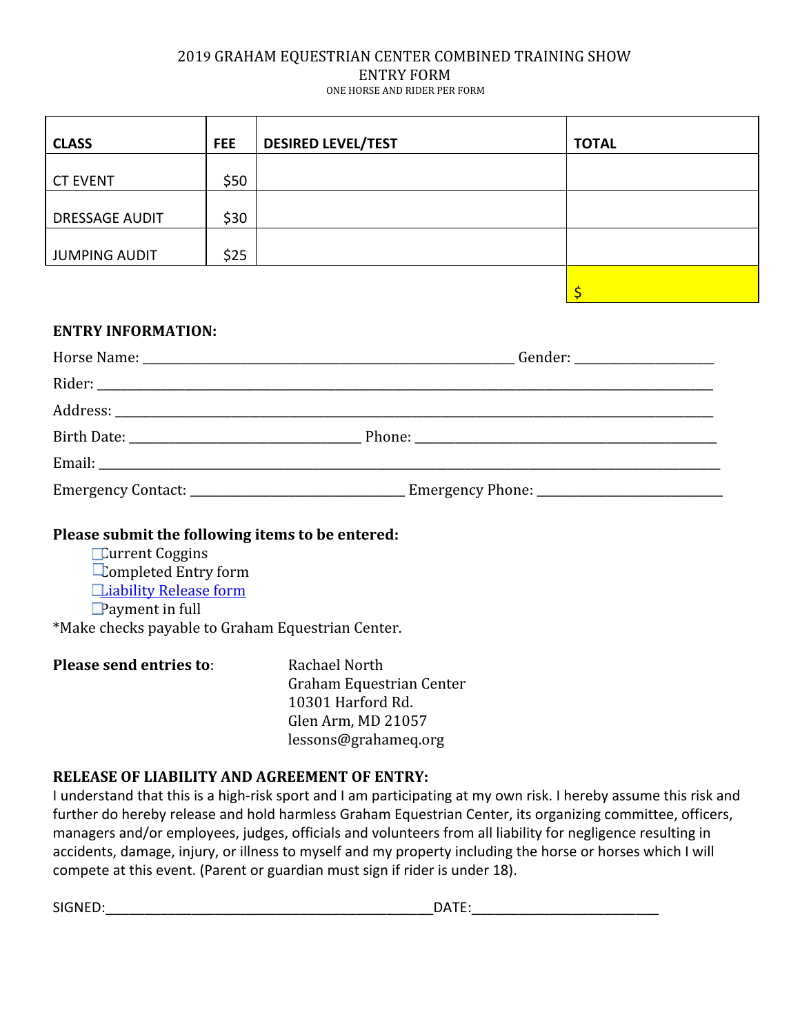# 2019 GRAHAM EQUESTRIAN CENTER COMBINED TRAINING SHOW

## ENTRY FORM

ONE HORSE AND RIDER PER FORM

| CLASS | FEE | DESIRED LEVEL/TEST | TOTAL |
|---|---|---|---|
| CT EVENT | $50 | | |
| DRESSAGE AUDIT | $30 | | |
| JUMPING AUDIT | $25 | | |
| | | | $ |

**ENTRY INFORMATION:**

Horse Name: ______________________________________________ Gender: ________________

Rider: ____________________________________________________________________________

Address: __________________________________________________________________________

Birth Date: ____________________________ Phone: ______________________________________

Email: ____________________________________________________________________________

Emergency Contact: __________________________ Emergency Phone: _______________________

**Please submit the following items to be entered:**

- ☐ Current Coggins
- ☐ Completed Entry form
- ☐ Liability Release form
- ☐ Payment in full

*Make checks payable to Graham Equestrian Center.

**Please send entries to**:

Rachael North
Graham Equestrian Center
10301 Harford Rd.
Glen Arm, MD 21057
lessons@grahameq.org

**RELEASE OF LIABILITY AND AGREEMENT OF ENTRY:**

I understand that this is a high-risk sport and I am participating at my own risk. I hereby assume this risk and further do hereby release and hold harmless Graham Equestrian Center, its organizing committee, officers, managers and/or employees, judges, officials and volunteers from all liability for negligence resulting in accidents, damage, injury, or illness to myself and my property including the horse or horses which I will compete at this event. (Parent or guardian must sign if rider is under 18).

SIGNED:________________________________________DATE:______________________